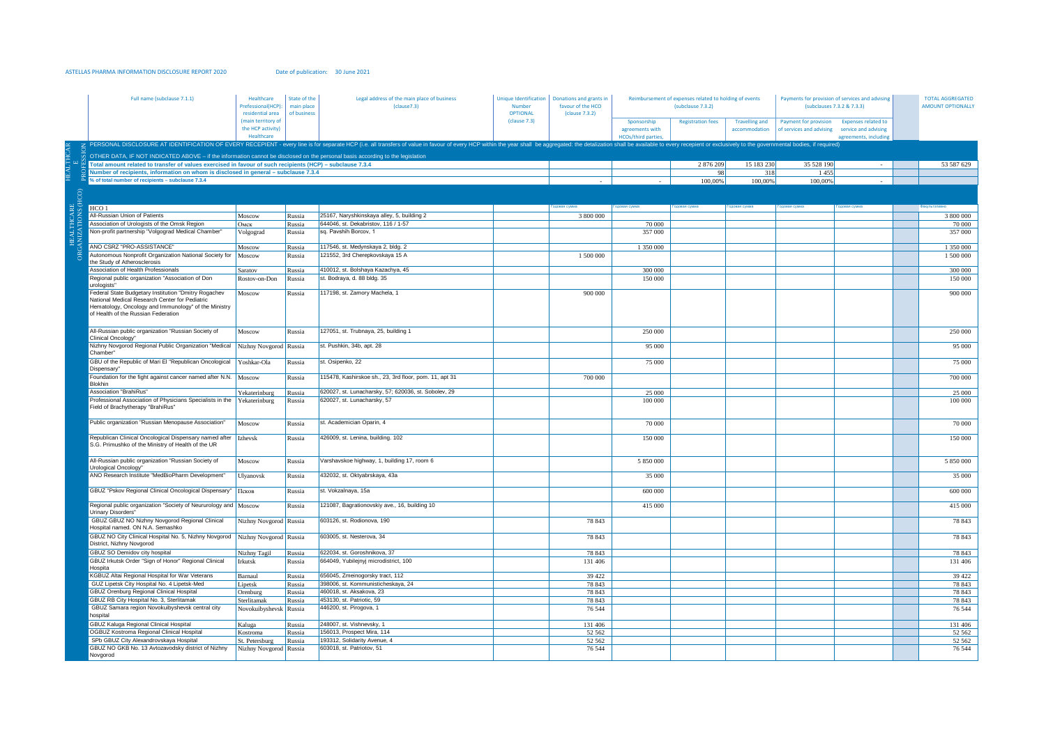ASTELLAS PHARMA INFORMATION DISCLOSURE REPORT 2020 Date of publication: 30 June 2021

| | Full name (subclause 7.1.1) | Healthcare Professional(HCP): residential area (main territory of the HCP activity) Healthcare | State of the main place of business | Legal address of the main place of business (clause7.3) | Unique Identification Number OPTIONAL (clause 7.3) | Donations and grants in favour of the HCO (clause 7.3.2) | Reimbursement of expenses related to holding of events (subclause 7.3.2) | | | Payments for provision of services and advising (subclauses 7.3.2 & 7.3.3) | | | TOTAL AGGREGATED AMOUNT OPTIONALLY |
|---|---|---|---|---|---|---|---|---|---|---|---|---|---|
| | | | | | | | Sponsorship agreements with HCOs/third parties, | Registration fees | Travelling and accommodation | Payment for provision of services and advising | Expenses related to service and advising agreements, including | | |
| HEALTHCARE PROFESSION | PERSONAL DISCLOSURE AT IDENTIFICATION OF EVERY RECEPIENT - every line is for separate HCP (i.e. all transfers of value in favour of every HCP within the year shall be aggregated: the detalization shall be available to every recepient or exclusively to the governmental bodies, if required) | | | | | | | | | | | | |
| | OTHER DATA, IF NOT INDICATED ABOVE – if the information cannot be disclosed on the personal basis according to the legislation | | | | | | | | | | | | |
| | Total amount related to transfer of values exercised in favour of such recipients (HCP) – subclause 7.3.4 | | | | | | | 2 876 209 | 15 183 230 | 35 528 190 | - | | 53 587 629 |
| | Number of recipients, information on whom is disclosed in general – subclause 7.3.4 | | | | | | | 98 | 318 | 1 455 | | | |
| | % of total number of recipients – subclause 7.3.4 | | | | | - | - | 100,00% | 100,00% | 100,00% | - | | |
| HEALTHCARE ORGANIZATIONS (HCO) | HCO 1 | | | | | Годовая сумма | Годовая сумма | Годовая сумма | Годовая сумма | Годовая сумма | Годовая сумма | | Факультативно |
| | All-Russian Union of Patients | Moscow | Russia | 25167, Naryshkinskaya alley, 5, building 2 | | 3 800 000 | | | | | | | 3 800 000 |
| | Association of Urologists of the Omsk Region | Омск | Russia | 644046, st. Dekabristov, 116 / 1-57 | | | 70 000 | | | | | | 70 000 |
| | Non-profit partnership "Volgograd Medical Chamber" | Volgograd | Russia | sq. Pavshih Borcov, 1 | | | 357 000 | | | | | | 357 000 |
| | ANO CSRZ "PRO-ASSISTANCE" | Moscow | Russia | 117546, st. Medynskaya 2, bldg. 2 | | | 1 350 000 | | | | | | 1 350 000 |
| | Autonomous Nonprofit Organization National Society for the Study of Atherosclerosis | Moscow | Russia | 121552, 3rd Cherepkovskaya 15 A | | 1 500 000 | | | | | | | 1 500 000 |
| | Association of Health Professionals | Saratov | Russia | 410012, st. Bolshaya Kazachya, 45 | | | 300 000 | | | | | | 300 000 |
| | Regional public organization "Association of Don urologists" | Rostov-on-Don | Russia | st. Bodraya, d. 88 bldg. 35 | | | 150 000 | | | | | | 150 000 |
| | Federal State Budgetary Institution "Dmitry Rogachev National Medical Research Center for Pediatric Hematology, Oncology and Immunology" of the Ministry of Health of the Russian Federation | Moscow | Russia | 117198, st. Zamory Machela, 1 | | 900 000 | | | | | | | 900 000 |
| | All-Russian public organization "Russian Society of Clinical Oncology" | Moscow | Russia | 127051, st. Trubnaya, 25, building 1 | | | 250 000 | | | | | | 250 000 |
| | Nizhny Novgorod Regional Public Organization "Medical Chamber" | Nizhny Novgorod | Russia | st. Pushkin, 34b, apt. 28 | | | 95 000 | | | | | | 95 000 |
| | GBU of the Republic of Mari El "Republican Oncological Dispensary" | Yoshkar-Ola | Russia | st. Osipenko, 22 | | | 75 000 | | | | | | 75 000 |
| | Foundation for the fight against cancer named after N.N. Blokhin | Moscow | Russia | 115478, Kashirskoe sh., 23, 3rd floor, pom. 11, apt 31 | | 700 000 | | | | | | | 700 000 |
| | Association "BrahiRus" | Yekaterinburg | Russia | 620027, st. Lunacharsky, 57; 620036, st. Sobolev, 29 | | | 25 000 | | | | | | 25 000 |
| | Professional Association of Physicians Specialists in the Field of Brachytherapy "BrahiRus" | Yekaterinburg | Russia | 620027, st. Lunacharsky, 57 | | | 100 000 | | | | | | 100 000 |
| | Public organization "Russian Menopause Association" | Moscow | Russia | st. Academician Oparin, 4 | | | 70 000 | | | | | | 70 000 |
| | Republican Clinical Oncological Dispensary named after S.G. Primushko of the Ministry of Health of the UR | Izhevsk | Russia | 426009, st. Lenina, building. 102 | | | 150 000 | | | | | | 150 000 |
| | All-Russian public organization "Russian Society of Urological Oncology" | Moscow | Russia | Varshavskoe highway, 1, building 17, room 6 | | | 5 850 000 | | | | | | 5 850 000 |
| | ANO Research Institute "MedBioPharm Development" | Ulyanovsk | Russia | 432032, st. Oktyabrskaya, 43a | | | 35 000 | | | | | | 35 000 |
| | GBUZ "Pskov Regional Clinical Oncological Dispensary" | Псков | Russia | st. Vokzalnaya, 15a | | | 600 000 | | | | | | 600 000 |
| | Regional public organization "Society of Neurourology and Urinary Disorders" | Moscow | Russia | 121087, Bagrationovskiy ave., 16, building 10 | | | 415 000 | | | | | | 415 000 |
| | GBUZ GBUZ NO Nizhny Novgorod Regional Clinical Hospital named. ON N.A. Semashko | Nizhny Novgorod | Russia | 603126, st. Rodionova, 190 | | 78 843 | | | | | | | 78 843 |
| | GBUZ NO City Clinical Hospital No. 5, Nizhny Novgorod District, Nizhny Novgorod | Nizhny Novgorod | Russia | 603005, st. Nesterova, 34 | | 78 843 | | | | | | | 78 843 |
| | GBUZ SO Demidov city hospital | Nizhny Tagil | Russia | 622034, st. Goroshnikova, 37 | | 78 843 | | | | | | | 78 843 |
| | GBUZ Irkutsk Order "Sign of Honor" Regional Clinical Hospita | Irkutsk | Russia | 664049, Yubilejnyj microdistrict, 100 | | 131 406 | | | | | | | 131 406 |
| | KGBUZ Altai Regional Hospital for War Veterans | Barnaul | Russia | 656045, Zmeinogorsky tract, 112 | | 39 422 | | | | | | | 39 422 |
| | GUZ Lipetsk City Hospital No. 4 Lipetsk-Med | Lipetsk | Russia | 398006, st. Kommunisticheskaya, 24 | | 78 843 | | | | | | | 78 843 |
| | GBUZ Orenburg Regional Clinical Hospital | Orenburg | Russia | 460018, st. Aksakova, 23 | | 78 843 | | | | | | | 78 843 |
| | GBUZ RB City Hospital No. 3, Sterlitamak | Sterlitamak | Russia | 453130, st. Patriotic, 59 | | 78 843 | | | | | | | 78 843 |
| | GBUZ Samara region Novokuibyshevsk central city hospital | Novokuibyshevsk | Russia | 446200, st. Pirogova, 1 | | 76 544 | | | | | | | 76 544 |
| | GBUZ Kaluga Regional Clinical Hospital | Kaluga | Russia | 248007, st. Vishnevsky, 1 | | 131 406 | | | | | | | 131 406 |
| | OGBUZ Kostroma Regional Clinical Hospital | Kostroma | Russia | 156013, Prospect Mira, 114 | | 52 562 | | | | | | | 52 562 |
| | SPb GBUZ City Alexandrovskaya Hospital | St. Petersburg | Russia | 193312, Solidarity Avenue, 4 | | 52 562 | | | | | | | 52 562 |
| | GBUZ NO GKB No. 13 Avtozavodsky district of Nizhny Novgorod | Nizhny Novgorod | Russia | 603018, st. Patriotov, 51 | | 76 544 | | | | | | | 76 544 |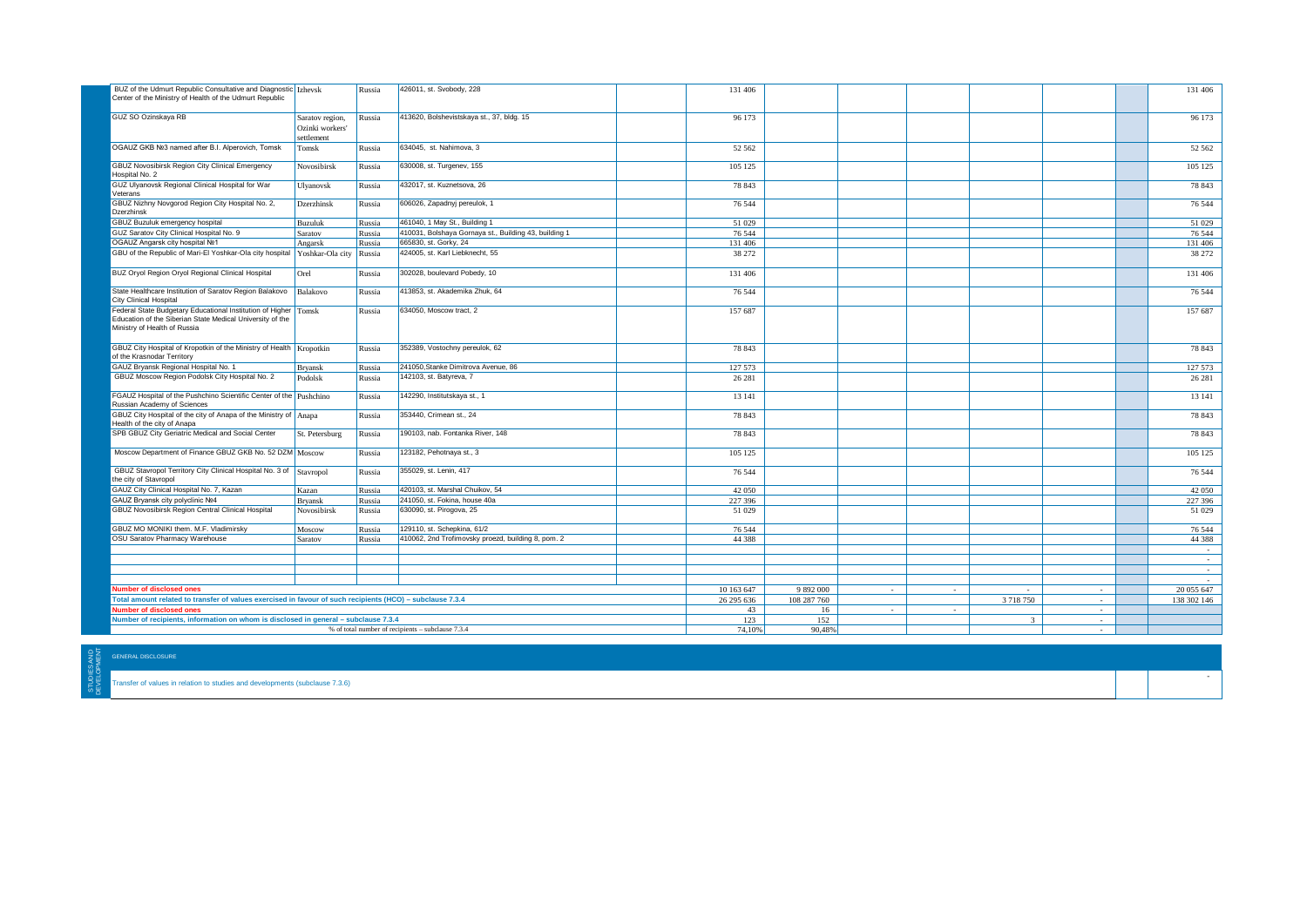| | | | | | | | | | | | | |
|---|---|---|---|---|---|---|---|---|---|---|---|---|
| BUZ of the Udmurt Republic Consultative and Diagnostic Center of the Ministry of Health of the Udmurt Republic | Izhevsk | Russia | 426011, st. Svobody, 228 | | 131 406 | | | | | | | 131 406 |
| GUZ SO Ozinskaya RB | Saratov region, Ozinki workers' settlement | Russia | 413620, Bolshevistskaya st., 37, bldg. 15 | | 96 173 | | | | | | | 96 173 |
| OGAUZ GKB №3 named after B.I. Alperovich, Tomsk | Tomsk | Russia | 634045, st. Nahimova, 3 | | 52 562 | | | | | | | 52 562 |
| GBUZ Novosibirsk Region City Clinical Emergency Hospital No. 2 | Novosibirsk | Russia | 630008, st. Turgenev, 155 | | 105 125 | | | | | | | 105 125 |
| GUZ Ulyanovsk Regional Clinical Hospital for War Veterans | Ulyanovsk | Russia | 432017, st. Kuznetsova, 26 | | 78 843 | | | | | | | 78 843 |
| GBUZ Nizhny Novgorod Region City Hospital No. 2, Dzerzhinsk | Dzerzhinsk | Russia | 606026, Zapadnyj pereulok, 1 | | 76 544 | | | | | | | 76 544 |
| GBUZ Buzuluk emergency hospital | Buzuluk | Russia | 461040, 1 May St., Building 1 | | 51 029 | | | | | | | 51 029 |
| GUZ Saratov City Clinical Hospital No. 9 | Saratov | Russia | 410031, Bolshaya Gornaya st., Building 43, building 1 | | 76 544 | | | | | | | 76 544 |
| OGAUZ Angarsk city hospital №1 | Angarsk | Russia | 665830, st. Gorky, 24 | | 131 406 | | | | | | | 131 406 |
| GBU of the Republic of Mari-El Yoshkar-Ola city hospital | Yoshkar-Ola city | Russia | 424005, st. Karl Liebknecht, 55 | | 38 272 | | | | | | | 38 272 |
| BUZ Oryol Region Oryol Regional Clinical Hospital | Orel | Russia | 302028, boulevard Pobedy, 10 | | 131 406 | | | | | | | 131 406 |
| State Healthcare Institution of Saratov Region Balakovo City Clinical Hospital | Balakovo | Russia | 413853, st. Akademika Zhuk, 64 | | 76 544 | | | | | | | 76 544 |
| Federal State Budgetary Educational Institution of Higher Education of the Siberian State Medical University of the Ministry of Health of Russia | Tomsk | Russia | 634050, Moscow tract, 2 | | 157 687 | | | | | | | 157 687 |
| GBUZ City Hospital of Kropotkin of the Ministry of Health of the Krasnodar Territory | Kropotkin | Russia | 352389, Vostochny pereulok, 62 | | 78 843 | | | | | | | 78 843 |
| GAUZ Bryansk Regional Hospital No. 1 | Bryansk | Russia | 241050,Stanke Dimitrova Avenue, 86 | | 127 573 | | | | | | | 127 573 |
| GBUZ Moscow Region Podolsk City Hospital No. 2 | Podolsk | Russia | 142103, st. Batyreva, 7 | | 26 281 | | | | | | | 26 281 |
| FGAUZ Hospital of the Pushchino Scientific Center of the Russian Academy of Sciences | Pushchino | Russia | 142290, Institutskaya st., 1 | | 13 141 | | | | | | | 13 141 |
| GBUZ City Hospital of the city of Anapa of the Ministry of Health of the city of Anapa | Anapa | Russia | 353440, Crimean st., 24 | | 78 843 | | | | | | | 78 843 |
| SPB GBUZ City Geriatric Medical and Social Center | St. Petersburg | Russia | 190103, nab. Fontanka River, 148 | | 78 843 | | | | | | | 78 843 |
| Moscow Department of Finance GBUZ GKB No. 52 DZM | Moscow | Russia | 123182, Pehotnaya st., 3 | | 105 125 | | | | | | | 105 125 |
| GBUZ Stavropol Territory City Clinical Hospital No. 3 of the city of Stavropol | Stavropol | Russia | 355029, st. Lenin, 417 | | 76 544 | | | | | | | 76 544 |
| GAUZ City Clinical Hospital No. 7, Kazan | Kazan | Russia | 420103, st. Marshal Chuikov, 54 | | 42 050 | | | | | | | 42 050 |
| GAUZ Bryansk city polyclinic №4 | Bryansk | Russia | 241050, st. Fokina, house 40a | | 227 396 | | | | | | | 227 396 |
| GBUZ Novosibirsk Region Central Clinical Hospital | Novosibirsk | Russia | 630090, st. Pirogova, 25 | | 51 029 | | | | | | | 51 029 |
| GBUZ MO MONIKI them. M.F. Vladimirsky | Moscow | Russia | 129110, st. Schepkina, 61/2 | | 76 544 | | | | | | | 76 544 |
| OSU Saratov Pharmacy Warehouse | Saratov | Russia | 410062, 2nd Trofimovsky proezd, building 8, pom. 2 | | 44 388 | | | | | | | 44 388 |
| | | | | | | | | | | | | - |
| | | | | | | | | | | | | - |
| | | | | | | | | | | | | - |
| | | | | | | | | | | | | - |
| **Number of disclosed ones** | | | | | 10 163 647 | 9 892 000 | - | - | - | - | | 20 055 647 |
| **Total amount related to transfer of values exercised in favour of such recipients (HCO) – subclause 7.3.4** | | | | | 26 295 636 | 108 287 760 | | | 3 718 750 | - | | 138 302 146 |
| **Number of disclosed ones** | | | | | 43 | 16 | - | - | | - | | |
| **Number of recipients, information on whom is disclosed in general – subclause 7.3.4** | | | | | 123 | 152 | | | 3 | - | | |
| % of total number of recipients – subclause 7.3.4 | | | | | 74,10% | 90,48% | | | | - | | |

STUDIES AND DEVELOPMENT

GENERAL DISCLOSURE

| | | |
|---|---|---|
| Transfer of values in relation to studies and developments (subclause 7.3.6) | | - |